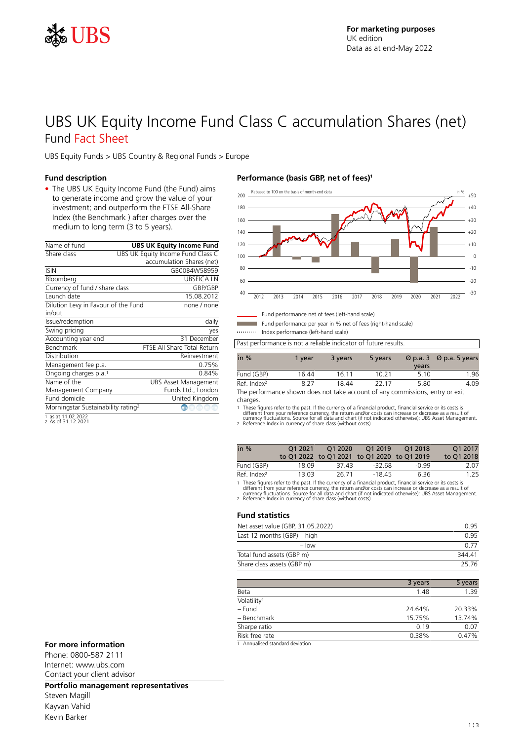For marketing purposes
UK edition
Data as at end-May 2022

# UBS UK Equity Income Fund Class C accumulation Shares (net)

## Fund Fact Sheet

UBS Equity Funds > UBS Country & Regional Funds > Europe

### Fund description

- The UBS UK Equity Income Fund (the Fund) aims to generate income and grow the value of your investment; and outperform the FTSE All-Share Index (the Benchmark ) after charges over the medium to long term (3 to 5 years).

| | |
|---|---|
| Name of fund | **UBS UK Equity Income Fund** |
| Share class | UBS UK Equity Income Fund Class C accumulation Shares (net) |
| ISIN | GB00B4W58959 |
| Bloomberg | UBSEICA LN |
| Currency of fund / share class | GBP/GBP |
| Launch date | 15.08.2012 |
| Dilution Levy in Favour of the Fund in/out | none / none |
| Issue/redemption | daily |
| Swing pricing | yes |
| Accounting year end | 31 December |
| Benchmark | FTSE All Share Total Return |
| Distribution | Reinvestment |
| Management fee p.a. | 0.75% |
| Ongoing charges p.a.[1] | 0.84% |
| Name of the Management Company | UBS Asset Management Funds Ltd., London |
| Fund domicile | United Kingdom |
| Morningstar Sustainability rating[2] | |

1 as at 11.02.2022
2 As of 31.12.2021

### Performance (basis GBP, net of fees)[1]

Rebased to 100 on the basis of month-end data
in %
200 180 160 140 120 100 80 60 40
+50 +40 +30 +20 +10 0 -10 -20 -30
2012 2013 2014 2015 2016 2017 2018 2019 2020 2021 2022

Fund performance net of fees (left-hand scale)
Fund performance per year in % net of fees (right-hand scale)
Index performance (left-hand scale)

Past performance is not a reliable indicator of future results.

| in % | 1 year | 3 years | 5 years | Ø p.a. 3 years | Ø p.a. 5 years |
|---|---|---|---|---|---|
| Fund (GBP) | 16.44 | 16.11 | 10.21 | 5.10 | 1.96 |
| Ref. Index[2] | 8.27 | 18.44 | 22.17 | 5.80 | 4.09 |

The performance shown does not take account of any commissions, entry or exit charges.

1 These figures refer to the past. If the currency of a financial product, financial service or its costs is different from your reference currency, the return and/or costs can increase or decrease as a result of currency fluctuations. Source for all data and chart (if not indicated otherwise): UBS Asset Management.
2 Reference Index in currency of share class (without costs)

| in % | Q1 2021 to Q1 2022 | Q1 2020 to Q1 2021 | Q1 2019 to Q1 2020 | Q1 2018 to Q1 2019 | Q1 2017 to Q1 2018 |
|---|---|---|---|---|---|
| Fund (GBP) | 18.09 | 37.43 | -32.68 | -0.99 | 2.07 |
| Ref. Index[2] | 13.03 | 26.71 | -18.45 | 6.36 | 1.25 |

1 These figures refer to the past. If the currency of a financial product, financial service or its costs is different from your reference currency, the return and/or costs can increase or decrease as a result of currency fluctuations. Source for all data and chart (if not indicated otherwise): UBS Asset Management.
2 Reference Index in currency of share class (without costs)

### Fund statistics

| | |
|---|---|
| Net asset value (GBP, 31.05.2022) | 0.95 |
| Last 12 months (GBP) – high | 0.95 |
| – low | 0.77 |
| Total fund assets (GBP m) | 344.41 |
| Share class assets (GBP m) | 25.76 |

| | 3 years | 5 years |
|---|---|---|
| Beta | 1.48 | 1.39 |
| Volatility[1] | | |
| – Fund | 24.64% | 20.33% |
| – Benchmark | 15.75% | 13.74% |
| Sharpe ratio | 0.19 | 0.07 |
| Risk free rate | 0.38% | 0.47% |

1 Annualised standard deviation

### For more information

Phone: 0800-587 2111
Internet: www.ubs.com
Contact your client advisor

### Portfolio management representatives

Steven Magill
Kayvan Vahid
Kevin Barker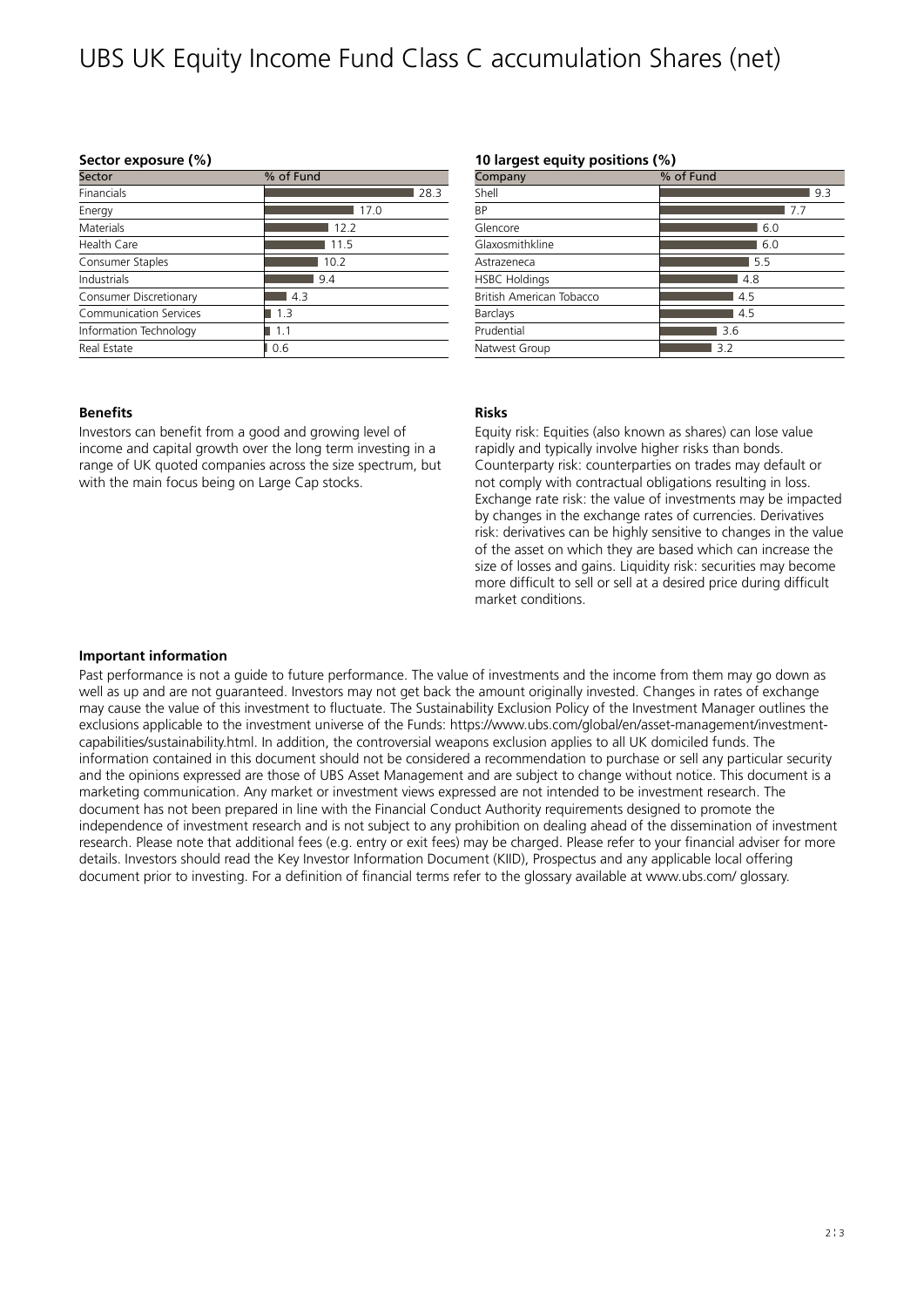# UBS UK Equity Income Fund Class C accumulation Shares (net)

**Sector exposure (%)**

| Sector | % of Fund |
|---|---|
| Financials | 28.3 |
| Energy | 17.0 |
| Materials | 12.2 |
| Health Care | 11.5 |
| Consumer Staples | 10.2 |
| Industrials | 9.4 |
| Consumer Discretionary | 4.3 |
| Communication Services | 1.3 |
| Information Technology | 1.1 |
| Real Estate | 0.6 |

**10 largest equity positions (%)**

| Company | % of Fund |
|---|---|
| Shell | 9.3 |
| BP | 7.7 |
| Glencore | 6.0 |
| Glaxosmithkline | 6.0 |
| Astrazeneca | 5.5 |
| HSBC Holdings | 4.8 |
| British American Tobacco | 4.5 |
| Barclays | 4.5 |
| Prudential | 3.6 |
| Natwest Group | 3.2 |

**Benefits**

Investors can benefit from a good and growing level of income and capital growth over the long term investing in a range of UK quoted companies across the size spectrum, but with the main focus being on Large Cap stocks.

**Risks**

Equity risk: Equities (also known as shares) can lose value rapidly and typically involve higher risks than bonds. Counterparty risk: counterparties on trades may default or not comply with contractual obligations resulting in loss. Exchange rate risk: the value of investments may be impacted by changes in the exchange rates of currencies. Derivatives risk: derivatives can be highly sensitive to changes in the value of the asset on which they are based which can increase the size of losses and gains. Liquidity risk: securities may become more difficult to sell or sell at a desired price during difficult market conditions.

**Important information**

Past performance is not a guide to future performance. The value of investments and the income from them may go down as well as up and are not guaranteed. Investors may not get back the amount originally invested. Changes in rates of exchange may cause the value of this investment to fluctuate. The Sustainability Exclusion Policy of the Investment Manager outlines the exclusions applicable to the investment universe of the Funds: https://www.ubs.com/global/en/asset-management/investment-capabilities/sustainability.html. In addition, the controversial weapons exclusion applies to all UK domiciled funds. The information contained in this document should not be considered a recommendation to purchase or sell any particular security and the opinions expressed are those of UBS Asset Management and are subject to change without notice. This document is a marketing communication. Any market or investment views expressed are not intended to be investment research. The document has not been prepared in line with the Financial Conduct Authority requirements designed to promote the independence of investment research and is not subject to any prohibition on dealing ahead of the dissemination of investment research. Please note that additional fees (e.g. entry or exit fees) may be charged. Please refer to your financial adviser for more details. Investors should read the Key Investor Information Document (KIID), Prospectus and any applicable local offering document prior to investing. For a definition of financial terms refer to the glossary available at www.ubs.com/ glossary.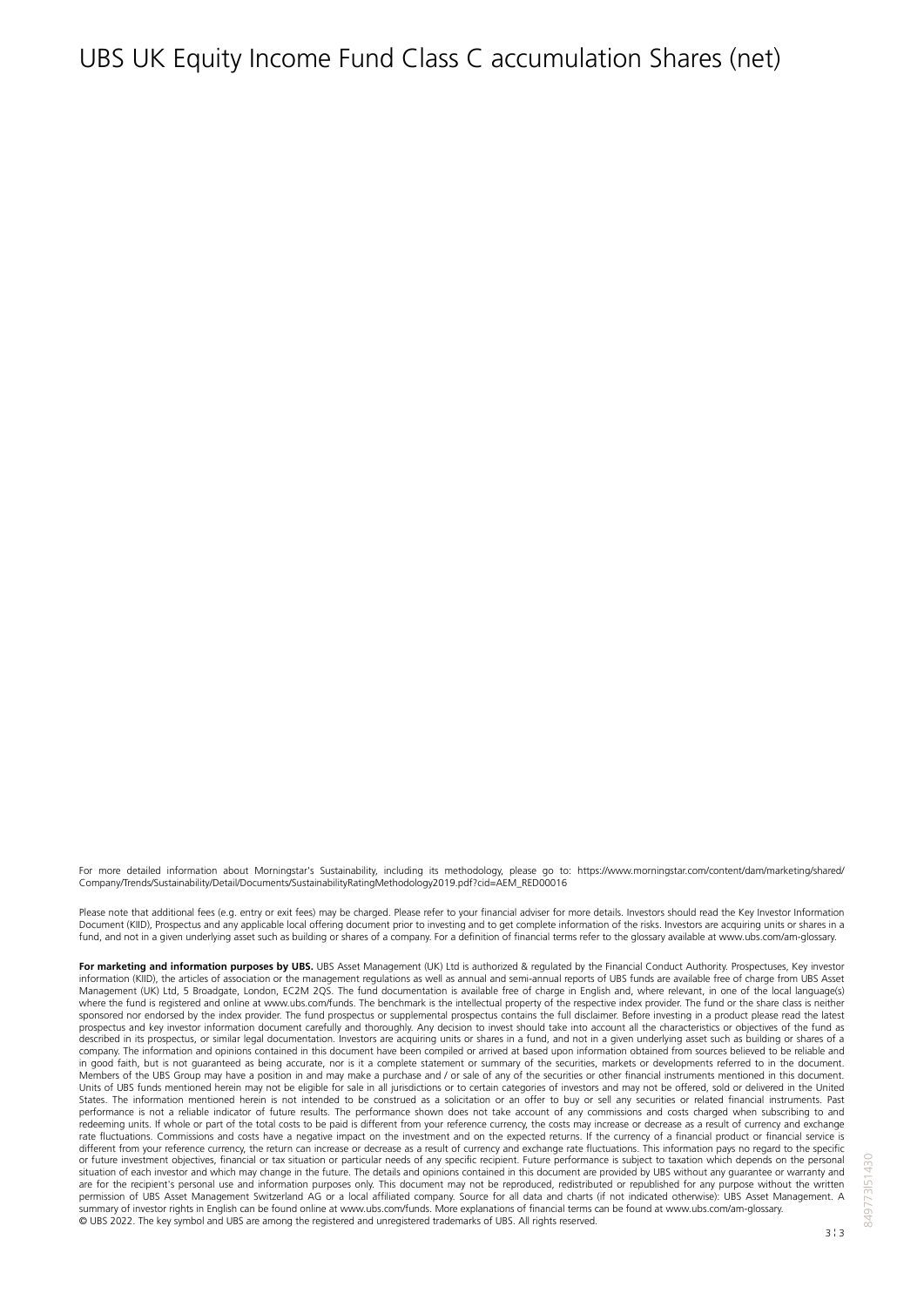# UBS UK Equity Income Fund Class C accumulation Shares (net)

For more detailed information about Morningstar's Sustainability, including its methodology, please go to: https://www.morningstar.com/content/dam/marketing/shared/Company/Trends/Sustainability/Detail/Documents/SustainabilityRatingMethodology2019.pdf?cid=AEM_RED00016

Please note that additional fees (e.g. entry or exit fees) may be charged. Please refer to your financial adviser for more details. Investors should read the Key Investor Information Document (KIID), Prospectus and any applicable local offering document prior to investing and to get complete information of the risks. Investors are acquiring units or shares in a fund, and not in a given underlying asset such as building or shares of a company. For a definition of financial terms refer to the glossary available at www.ubs.com/am-glossary.

**For marketing and information purposes by UBS.** UBS Asset Management (UK) Ltd is authorized & regulated by the Financial Conduct Authority. Prospectuses, Key investor information (KIID), the articles of association or the management regulations as well as annual and semi-annual reports of UBS funds are available free of charge from UBS Asset Management (UK) Ltd, 5 Broadgate, London, EC2M 2QS. The fund documentation is available free of charge in English and, where relevant, in one of the local language(s) where the fund is registered and online at www.ubs.com/funds. The benchmark is the intellectual property of the respective index provider. The fund or the share class is neither sponsored nor endorsed by the index provider. The fund prospectus or supplemental prospectus contains the full disclaimer. Before investing in a product please read the latest prospectus and key investor information document carefully and thoroughly. Any decision to invest should take into account all the characteristics or objectives of the fund as described in its prospectus, or similar legal documentation. Investors are acquiring units or shares in a fund, and not in a given underlying asset such as building or shares of a company. The information and opinions contained in this document have been compiled or arrived at based upon information obtained from sources believed to be reliable and in good faith, but is not guaranteed as being accurate, nor is it a complete statement or summary of the securities, markets or developments referred to in the document. Members of the UBS Group may have a position in and may make a purchase and / or sale of any of the securities or other financial instruments mentioned in this document. Units of UBS funds mentioned herein may not be eligible for sale in all jurisdictions or to certain categories of investors and may not be offered, sold or delivered in the United States. The information mentioned herein is not intended to be construed as a solicitation or an offer to buy or sell any securities or related financial instruments. Past performance is not a reliable indicator of future results. The performance shown does not take account of any commissions and costs charged when subscribing to and redeeming units. If whole or part of the total costs to be paid is different from your reference currency, the costs may increase or decrease as a result of currency and exchange rate fluctuations. Commissions and costs have a negative impact on the investment and on the expected returns. If the currency of a financial product or financial service is different from your reference currency, the return can increase or decrease as a result of currency and exchange rate fluctuations. This information pays no regard to the specific or future investment objectives, financial or tax situation or particular needs of any specific recipient. Future performance is subject to taxation which depends on the personal situation of each investor and which may change in the future. The details and opinions contained in this document are provided by UBS without any guarantee or warranty and are for the recipient's personal use and information purposes only. This document may not be reproduced, redistributed or republished for any purpose without the written permission of UBS Asset Management Switzerland AG or a local affiliated company. Source for all data and charts (if not indicated otherwise): UBS Asset Management. A summary of investor rights in English can be found online at www.ubs.com/funds. More explanations of financial terms can be found at www.ubs.com/am-glossary.
© UBS 2022. The key symbol and UBS are among the registered and unregistered trademarks of UBS. All rights reserved.

84977315I430